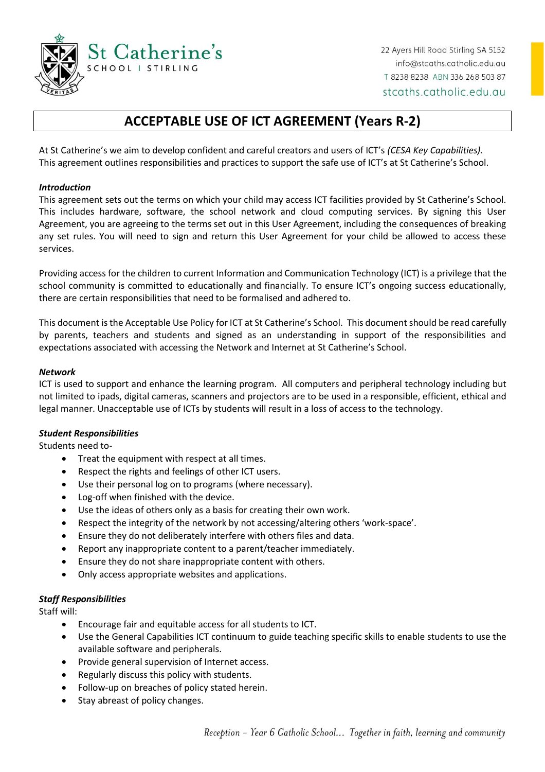St Catherine's
SCHOOL | STIRLING

22 Ayers Hill Road Stirling SA 5152
info@stcaths.catholic.edu.au
T 8238 8238 ABN 336 268 503 87
stcaths.catholic.edu.au

# ACCEPTABLE USE OF ICT AGREEMENT (Years R-2)

At St Catherine's we aim to develop confident and careful creators and users of ICT's *(CESA Key Capabilities).* This agreement outlines responsibilities and practices to support the safe use of ICT's at St Catherine's School.

***Introduction***

This agreement sets out the terms on which your child may access ICT facilities provided by St Catherine's School. This includes hardware, software, the school network and cloud computing services. By signing this User Agreement, you are agreeing to the terms set out in this User Agreement, including the consequences of breaking any set rules. You will need to sign and return this User Agreement for your child be allowed to access these services.

Providing access for the children to current Information and Communication Technology (ICT) is a privilege that the school community is committed to educationally and financially. To ensure ICT's ongoing success educationally, there are certain responsibilities that need to be formalised and adhered to.

This document is the Acceptable Use Policy for ICT at St Catherine's School. This document should be read carefully by parents, teachers and students and signed as an understanding in support of the responsibilities and expectations associated with accessing the Network and Internet at St Catherine's School.

***Network***

ICT is used to support and enhance the learning program. All computers and peripheral technology including but not limited to ipads, digital cameras, scanners and projectors are to be used in a responsible, efficient, ethical and legal manner. Unacceptable use of ICTs by students will result in a loss of access to the technology.

***Student Responsibilities***

Students need to-

- Treat the equipment with respect at all times.
- Respect the rights and feelings of other ICT users.
- Use their personal log on to programs (where necessary).
- Log-off when finished with the device.
- Use the ideas of others only as a basis for creating their own work.
- Respect the integrity of the network by not accessing/altering others 'work-space'.
- Ensure they do not deliberately interfere with others files and data.
- Report any inappropriate content to a parent/teacher immediately.
- Ensure they do not share inappropriate content with others.
- Only access appropriate websites and applications.

***Staff Responsibilities***

Staff will:

- Encourage fair and equitable access for all students to ICT.
- Use the General Capabilities ICT continuum to guide teaching specific skills to enable students to use the available software and peripherals.
- Provide general supervision of Internet access.
- Regularly discuss this policy with students.
- Follow-up on breaches of policy stated herein.
- Stay abreast of policy changes.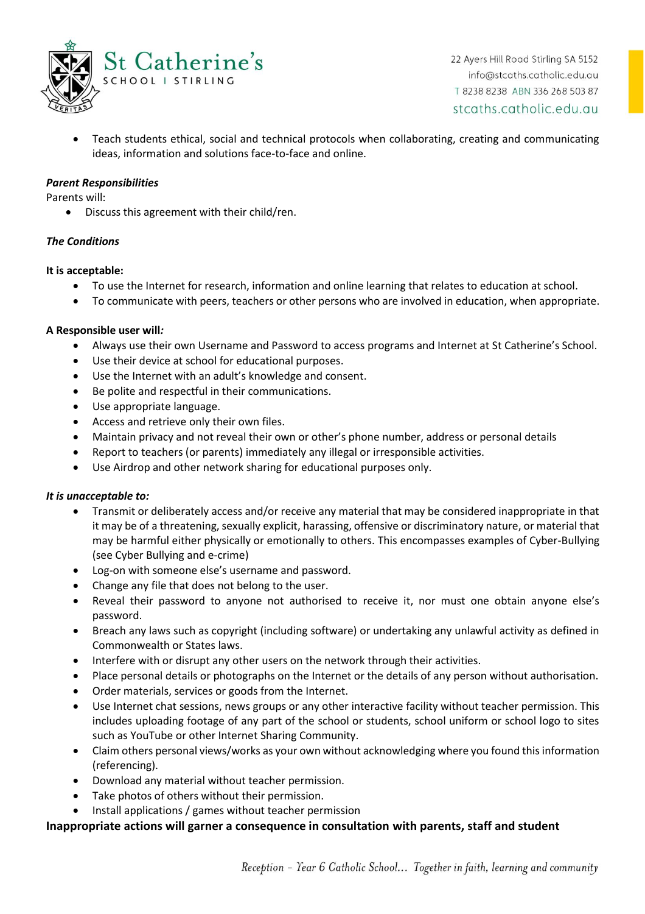- Teach students ethical, social and technical protocols when collaborating, creating and communicating ideas, information and solutions face-to-face and online.

***Parent Responsibilities***

Parents will:

- Discuss this agreement with their child/ren.

***The Conditions***

**It is acceptable:**

- To use the Internet for research, information and online learning that relates to education at school.
- To communicate with peers, teachers or other persons who are involved in education, when appropriate.

**A Responsible user will*:***

- Always use their own Username and Password to access programs and Internet at St Catherine's School.
- Use their device at school for educational purposes.
- Use the Internet with an adult's knowledge and consent.
- Be polite and respectful in their communications.
- Use appropriate language.
- Access and retrieve only their own files.
- Maintain privacy and not reveal their own or other's phone number, address or personal details
- Report to teachers (or parents) immediately any illegal or irresponsible activities.
- Use Airdrop and other network sharing for educational purposes only.

***It is unacceptable to:***

- Transmit or deliberately access and/or receive any material that may be considered inappropriate in that it may be of a threatening, sexually explicit, harassing, offensive or discriminatory nature, or material that may be harmful either physically or emotionally to others. This encompasses examples of Cyber-Bullying (see Cyber Bullying and e-crime)
- Log-on with someone else's username and password.
- Change any file that does not belong to the user.
- Reveal their password to anyone not authorised to receive it, nor must one obtain anyone else's password.
- Breach any laws such as copyright (including software) or undertaking any unlawful activity as defined in Commonwealth or States laws.
- Interfere with or disrupt any other users on the network through their activities.
- Place personal details or photographs on the Internet or the details of any person without authorisation.
- Order materials, services or goods from the Internet.
- Use Internet chat sessions, news groups or any other interactive facility without teacher permission. This includes uploading footage of any part of the school or students, school uniform or school logo to sites such as YouTube or other Internet Sharing Community.
- Claim others personal views/works as your own without acknowledging where you found this information (referencing).
- Download any material without teacher permission.
- Take photos of others without their permission.
- Install applications / games without teacher permission

**Inappropriate actions will garner a consequence in consultation with parents, staff and student**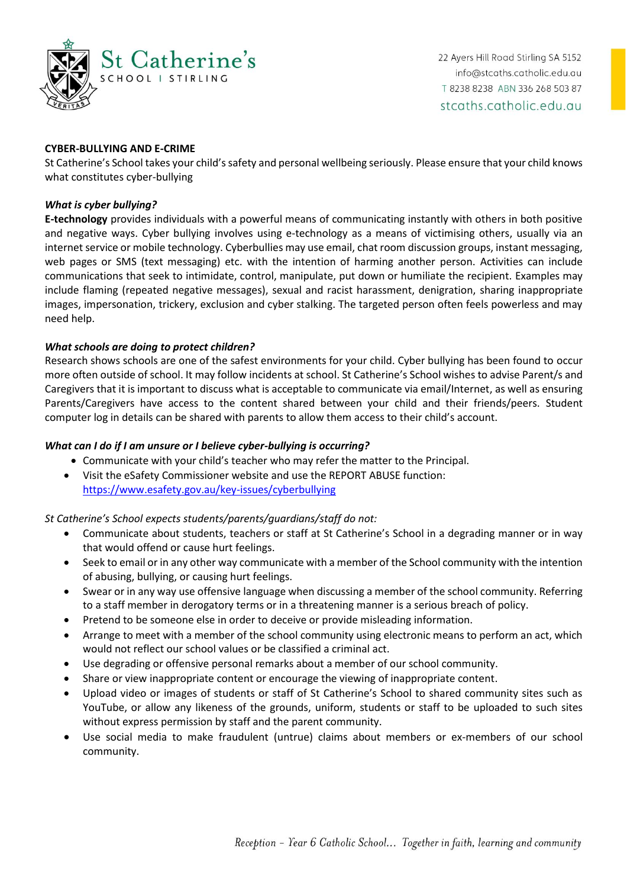**CYBER-BULLYING AND E-CRIME**

St Catherine's School takes your child's safety and personal wellbeing seriously. Please ensure that your child knows what constitutes cyber-bullying

***What is cyber bullying?***

**E-technology** provides individuals with a powerful means of communicating instantly with others in both positive and negative ways. Cyber bullying involves using e-technology as a means of victimising others, usually via an internet service or mobile technology. Cyberbullies may use email, chat room discussion groups, instant messaging, web pages or SMS (text messaging) etc. with the intention of harming another person. Activities can include communications that seek to intimidate, control, manipulate, put down or humiliate the recipient. Examples may include flaming (repeated negative messages), sexual and racist harassment, denigration, sharing inappropriate images, impersonation, trickery, exclusion and cyber stalking. The targeted person often feels powerless and may need help.

***What schools are doing to protect children?***

Research shows schools are one of the safest environments for your child. Cyber bullying has been found to occur more often outside of school. It may follow incidents at school. St Catherine's School wishes to advise Parent/s and Caregivers that it is important to discuss what is acceptable to communicate via email/Internet, as well as ensuring Parents/Caregivers have access to the content shared between your child and their friends/peers. Student computer log in details can be shared with parents to allow them access to their child's account.

***What can I do if I am unsure or I believe cyber-bullying is occurring?***

- Communicate with your child's teacher who may refer the matter to the Principal.
- Visit the eSafety Commissioner website and use the REPORT ABUSE function: [https://www.esafety.gov.au/key-issues/cyberbullying](https://www.esafety.gov.au/key-issues/cyberbullying)

*St Catherine's School expects students/parents/guardians/staff do not:*

- Communicate about students, teachers or staff at St Catherine's School in a degrading manner or in way that would offend or cause hurt feelings.
- Seek to email or in any other way communicate with a member of the School community with the intention of abusing, bullying, or causing hurt feelings.
- Swear or in any way use offensive language when discussing a member of the school community. Referring to a staff member in derogatory terms or in a threatening manner is a serious breach of policy.
- Pretend to be someone else in order to deceive or provide misleading information.
- Arrange to meet with a member of the school community using electronic means to perform an act, which would not reflect our school values or be classified a criminal act.
- Use degrading or offensive personal remarks about a member of our school community.
- Share or view inappropriate content or encourage the viewing of inappropriate content.
- Upload video or images of students or staff of St Catherine's School to shared community sites such as YouTube, or allow any likeness of the grounds, uniform, students or staff to be uploaded to such sites without express permission by staff and the parent community.
- Use social media to make fraudulent (untrue) claims about members or ex-members of our school community.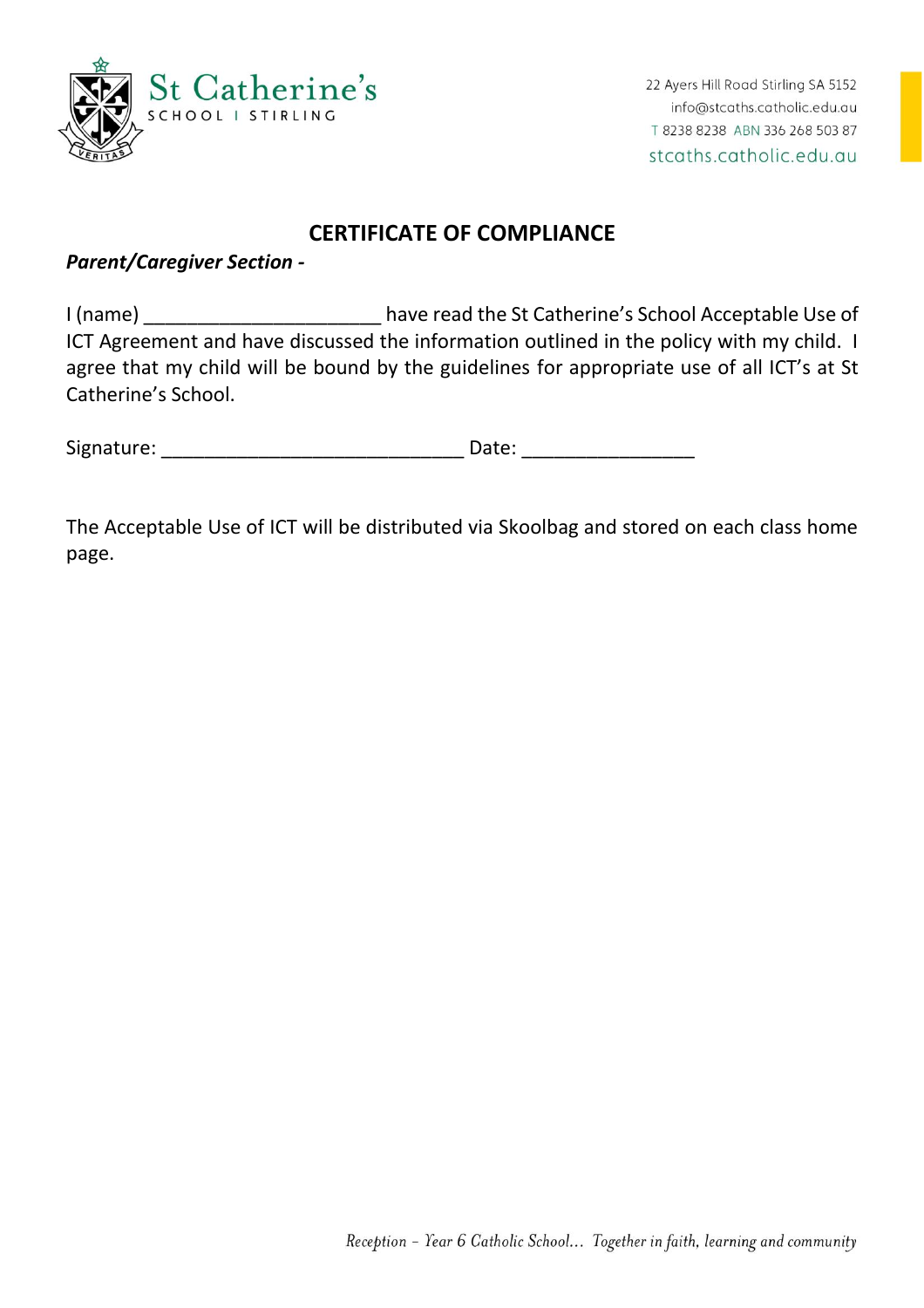St Catherine's
SCHOOL | STIRLING

22 Ayers Hill Road Stirling SA 5152
info@stcaths.catholic.edu.au
T 8238 8238 ABN 336 268 503 87
stcaths.catholic.edu.au

## CERTIFICATE OF COMPLIANCE

***Parent/Caregiver Section -***

I (name) ______________________ have read the St Catherine's School Acceptable Use of ICT Agreement and have discussed the information outlined in the policy with my child. I agree that my child will be bound by the guidelines for appropriate use of all ICT's at St Catherine's School.

Signature: ____________________________ Date: ________________

The Acceptable Use of ICT will be distributed via Skoolbag and stored on each class home page.

*Reception – Year 6 Catholic School... Together in faith, learning and community*